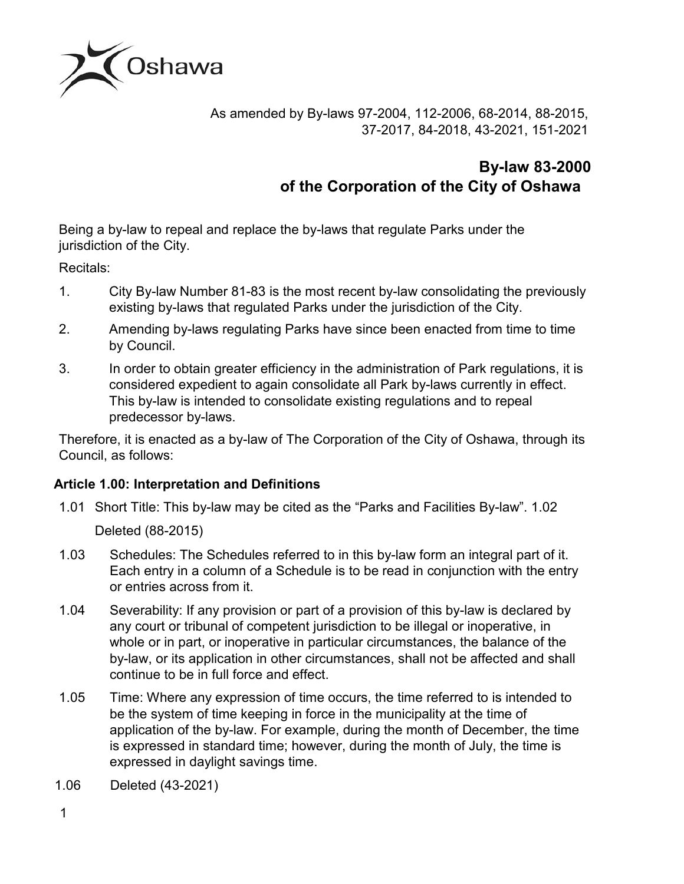As amended by By-laws 97-2004, 112-2006, 68-2014, 88-2015, 37-2017, 84-2018, 43-2021, 151-2021

# By-law 83-2000 of the Corporation of the City of Oshawa

Being a by-law to repeal and replace the by-laws that regulate Parks under the jurisdiction of the City.

Recitals:

1. City By-law Number 81-83 is the most recent by-law consolidating the previously existing by-laws that regulated Parks under the jurisdiction of the City.
2. Amending by-laws regulating Parks have since been enacted from time to time by Council.
3. In order to obtain greater efficiency in the administration of Park regulations, it is considered expedient to again consolidate all Park by-laws currently in effect. This by-law is intended to consolidate existing regulations and to repeal predecessor by-laws.

Therefore, it is enacted as a by-law of The Corporation of the City of Oshawa, through its Council, as follows:

## Article 1.00: Interpretation and Definitions

1.01 Short Title: This by-law may be cited as the "Parks and Facilities By-law".

1.02 Deleted (88-2015)

1.03 Schedules: The Schedules referred to in this by-law form an integral part of it. Each entry in a column of a Schedule is to be read in conjunction with the entry or entries across from it.

1.04 Severability: If any provision or part of a provision of this by-law is declared by any court or tribunal of competent jurisdiction to be illegal or inoperative, in whole or in part, or inoperative in particular circumstances, the balance of the by-law, or its application in other circumstances, shall not be affected and shall continue to be in full force and effect.

1.05 Time: Where any expression of time occurs, the time referred to is intended to be the system of time keeping in force in the municipality at the time of application of the by-law. For example, during the month of December, the time is expressed in standard time; however, during the month of July, the time is expressed in daylight savings time.

1.06 Deleted (43-2021)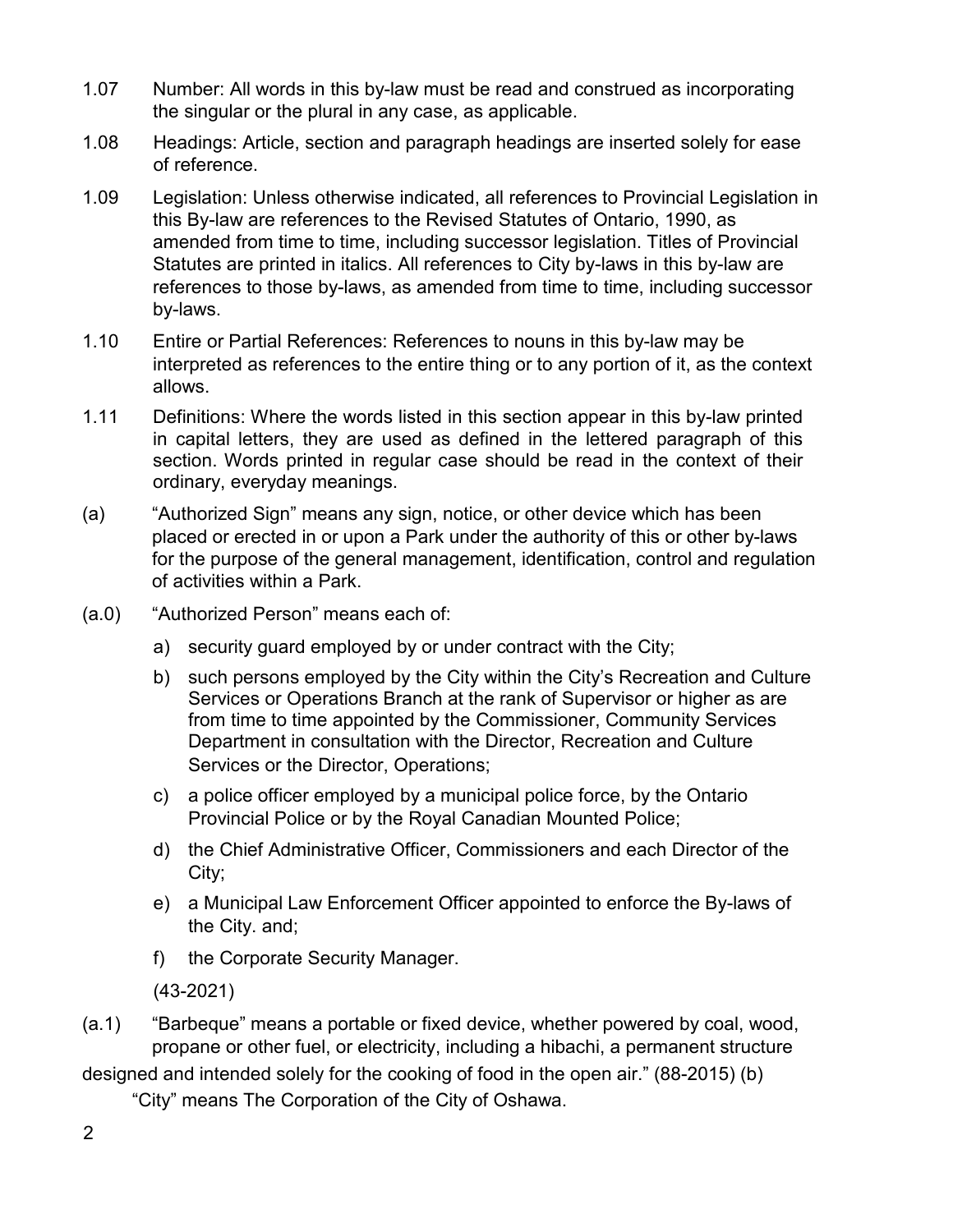1.07 Number: All words in this by-law must be read and construed as incorporating the singular or the plural in any case, as applicable.

1.08 Headings: Article, section and paragraph headings are inserted solely for ease of reference.

1.09 Legislation: Unless otherwise indicated, all references to Provincial Legislation in this By-law are references to the Revised Statutes of Ontario, 1990, as amended from time to time, including successor legislation. Titles of Provincial Statutes are printed in italics. All references to City by-laws in this by-law are references to those by-laws, as amended from time to time, including successor by-laws.

1.10 Entire or Partial References: References to nouns in this by-law may be interpreted as references to the entire thing or to any portion of it, as the context allows.

1.11 Definitions: Where the words listed in this section appear in this by-law printed in capital letters, they are used as defined in the lettered paragraph of this section. Words printed in regular case should be read in the context of their ordinary, everyday meanings.

(a) "Authorized Sign" means any sign, notice, or other device which has been placed or erected in or upon a Park under the authority of this or other by-laws for the purpose of the general management, identification, control and regulation of activities within a Park.

(a.0) "Authorized Person" means each of:

a) security guard employed by or under contract with the City;

b) such persons employed by the City within the City's Recreation and Culture Services or Operations Branch at the rank of Supervisor or higher as are from time to time appointed by the Commissioner, Community Services Department in consultation with the Director, Recreation and Culture Services or the Director, Operations;

c) a police officer employed by a municipal police force, by the Ontario Provincial Police or by the Royal Canadian Mounted Police;

d) the Chief Administrative Officer, Commissioners and each Director of the City;

e) a Municipal Law Enforcement Officer appointed to enforce the By-laws of the City. and;

f) the Corporate Security Manager.

(43-2021)

(a.1) "Barbeque" means a portable or fixed device, whether powered by coal, wood, propane or other fuel, or electricity, including a hibachi, a permanent structure designed and intended solely for the cooking of food in the open air." (88-2015) (b) "City" means The Corporation of the City of Oshawa.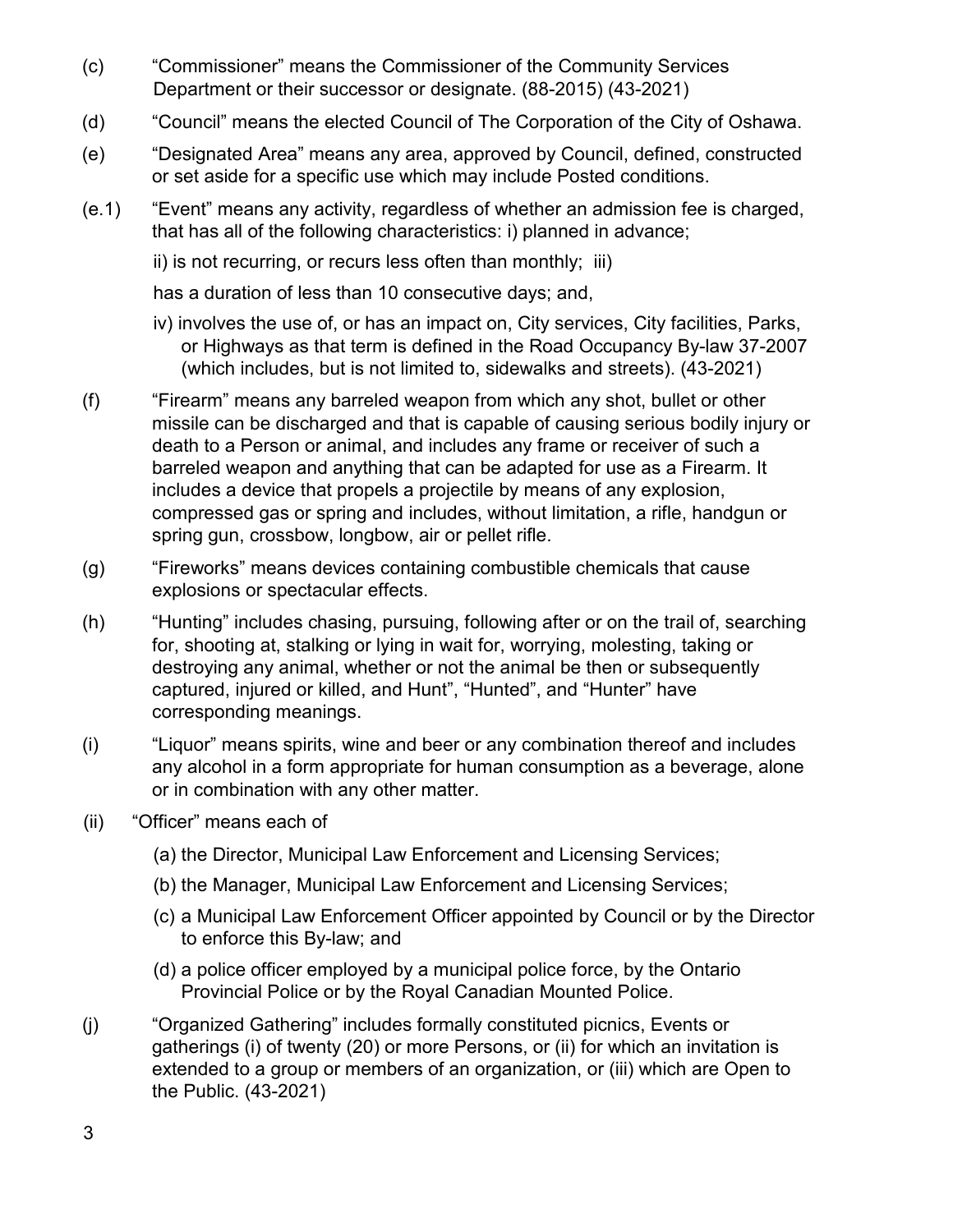(c) "Commissioner" means the Commissioner of the Community Services Department or their successor or designate. (88-2015) (43-2021)

(d) "Council" means the elected Council of The Corporation of the City of Oshawa.

(e) "Designated Area" means any area, approved by Council, defined, constructed or set aside for a specific use which may include Posted conditions.

(e.1) "Event" means any activity, regardless of whether an admission fee is charged, that has all of the following characteristics: i) planned in advance;

ii) is not recurring, or recurs less often than monthly; iii)

has a duration of less than 10 consecutive days; and,

iv) involves the use of, or has an impact on, City services, City facilities, Parks, or Highways as that term is defined in the Road Occupancy By-law 37-2007 (which includes, but is not limited to, sidewalks and streets). (43-2021)

(f) "Firearm" means any barreled weapon from which any shot, bullet or other missile can be discharged and that is capable of causing serious bodily injury or death to a Person or animal, and includes any frame or receiver of such a barreled weapon and anything that can be adapted for use as a Firearm. It includes a device that propels a projectile by means of any explosion, compressed gas or spring and includes, without limitation, a rifle, handgun or spring gun, crossbow, longbow, air or pellet rifle.

(g) "Fireworks" means devices containing combustible chemicals that cause explosions or spectacular effects.

(h) "Hunting" includes chasing, pursuing, following after or on the trail of, searching for, shooting at, stalking or lying in wait for, worrying, molesting, taking or destroying any animal, whether or not the animal be then or subsequently captured, injured or killed, and Hunt", "Hunted", and "Hunter" have corresponding meanings.

(i) "Liquor" means spirits, wine and beer or any combination thereof and includes any alcohol in a form appropriate for human consumption as a beverage, alone or in combination with any other matter.

(ii) "Officer" means each of

(a) the Director, Municipal Law Enforcement and Licensing Services;

(b) the Manager, Municipal Law Enforcement and Licensing Services;

(c) a Municipal Law Enforcement Officer appointed by Council or by the Director to enforce this By-law; and

(d) a police officer employed by a municipal police force, by the Ontario Provincial Police or by the Royal Canadian Mounted Police.

(j) "Organized Gathering" includes formally constituted picnics, Events or gatherings (i) of twenty (20) or more Persons, or (ii) for which an invitation is extended to a group or members of an organization, or (iii) which are Open to the Public. (43-2021)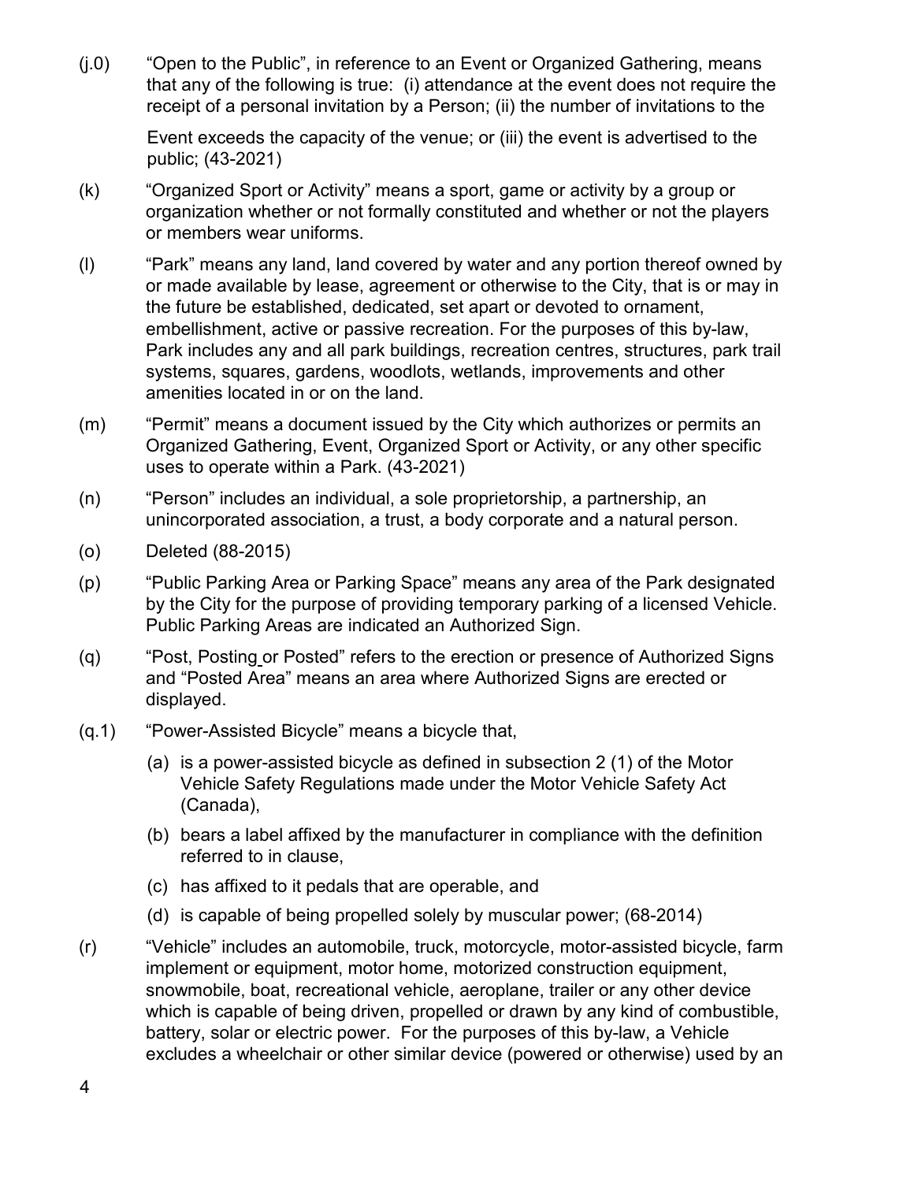(j.0) "Open to the Public", in reference to an Event or Organized Gathering, means that any of the following is true: (i) attendance at the event does not require the receipt of a personal invitation by a Person; (ii) the number of invitations to the Event exceeds the capacity of the venue; or (iii) the event is advertised to the public; (43-2021)

(k) "Organized Sport or Activity" means a sport, game or activity by a group or organization whether or not formally constituted and whether or not the players or members wear uniforms.

(l) "Park" means any land, land covered by water and any portion thereof owned by or made available by lease, agreement or otherwise to the City, that is or may in the future be established, dedicated, set apart or devoted to ornament, embellishment, active or passive recreation. For the purposes of this by-law, Park includes any and all park buildings, recreation centres, structures, park trail systems, squares, gardens, woodlots, wetlands, improvements and other amenities located in or on the land.

(m) "Permit" means a document issued by the City which authorizes or permits an Organized Gathering, Event, Organized Sport or Activity, or any other specific uses to operate within a Park. (43-2021)

(n) "Person" includes an individual, a sole proprietorship, a partnership, an unincorporated association, a trust, a body corporate and a natural person.

(o) Deleted (88-2015)

(p) "Public Parking Area or Parking Space" means any area of the Park designated by the City for the purpose of providing temporary parking of a licensed Vehicle. Public Parking Areas are indicated an Authorized Sign.

(q) "Post, Posting or Posted" refers to the erection or presence of Authorized Signs and "Posted Area" means an area where Authorized Signs are erected or displayed.

(q.1) "Power-Assisted Bicycle" means a bicycle that,

(a) is a power-assisted bicycle as defined in subsection 2 (1) of the Motor Vehicle Safety Regulations made under the Motor Vehicle Safety Act (Canada),

(b) bears a label affixed by the manufacturer in compliance with the definition referred to in clause,

(c) has affixed to it pedals that are operable, and

(d) is capable of being propelled solely by muscular power; (68-2014)

(r) "Vehicle" includes an automobile, truck, motorcycle, motor-assisted bicycle, farm implement or equipment, motor home, motorized construction equipment, snowmobile, boat, recreational vehicle, aeroplane, trailer or any other device which is capable of being driven, propelled or drawn by any kind of combustible, battery, solar or electric power. For the purposes of this by-law, a Vehicle excludes a wheelchair or other similar device (powered or otherwise) used by an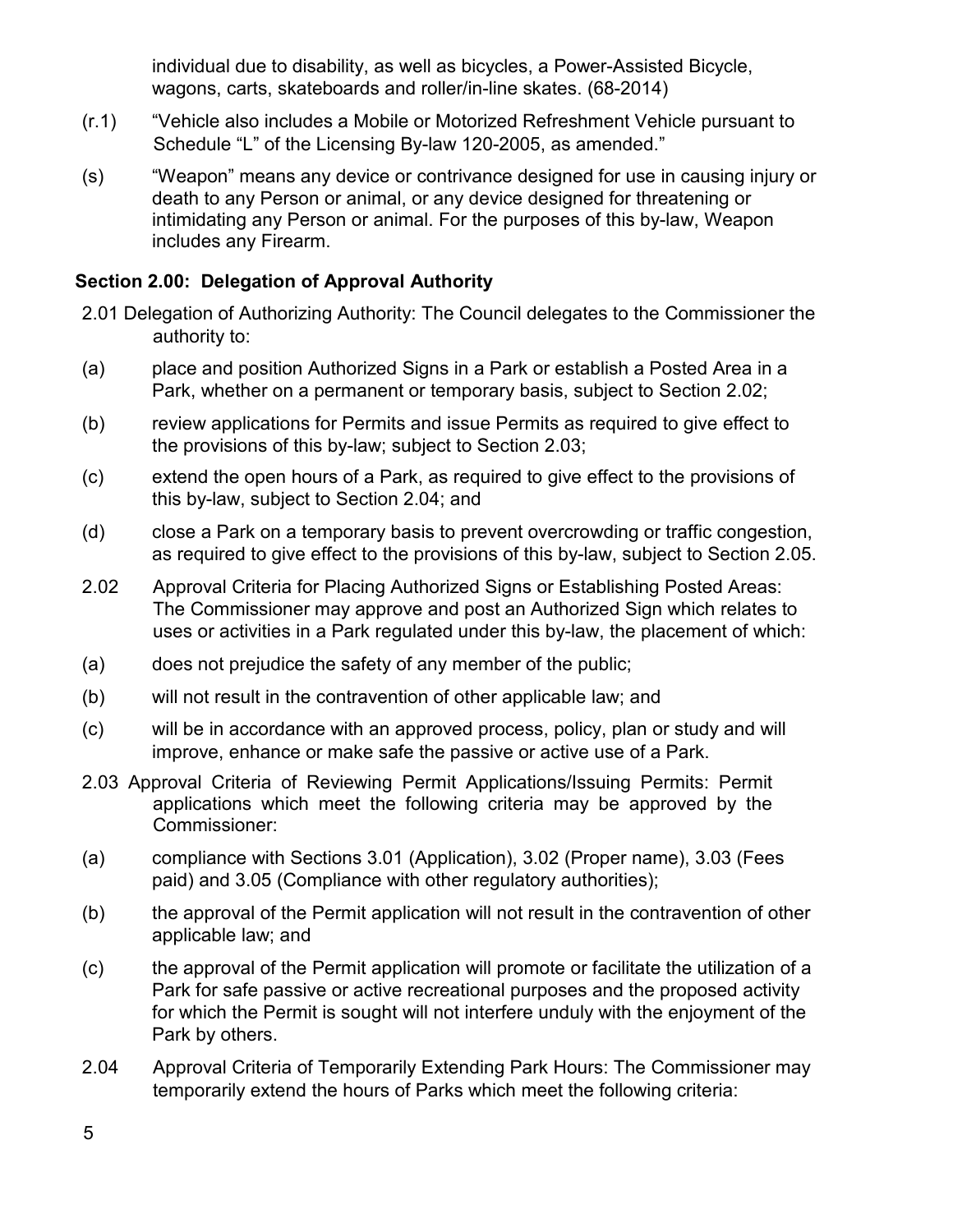individual due to disability, as well as bicycles, a Power-Assisted Bicycle, wagons, carts, skateboards and roller/in-line skates. (68-2014)

(r.1) "Vehicle also includes a Mobile or Motorized Refreshment Vehicle pursuant to Schedule "L" of the Licensing By-law 120-2005, as amended."

(s) "Weapon" means any device or contrivance designed for use in causing injury or death to any Person or animal, or any device designed for threatening or intimidating any Person or animal. For the purposes of this by-law, Weapon includes any Firearm.

## Section 2.00: Delegation of Approval Authority

2.01 Delegation of Authorizing Authority: The Council delegates to the Commissioner the authority to:

(a) place and position Authorized Signs in a Park or establish a Posted Area in a Park, whether on a permanent or temporary basis, subject to Section 2.02;

(b) review applications for Permits and issue Permits as required to give effect to the provisions of this by-law; subject to Section 2.03;

(c) extend the open hours of a Park, as required to give effect to the provisions of this by-law, subject to Section 2.04; and

(d) close a Park on a temporary basis to prevent overcrowding or traffic congestion, as required to give effect to the provisions of this by-law, subject to Section 2.05.

2.02 Approval Criteria for Placing Authorized Signs or Establishing Posted Areas: The Commissioner may approve and post an Authorized Sign which relates to uses or activities in a Park regulated under this by-law, the placement of which:

(a) does not prejudice the safety of any member of the public;

(b) will not result in the contravention of other applicable law; and

(c) will be in accordance with an approved process, policy, plan or study and will improve, enhance or make safe the passive or active use of a Park.

2.03 Approval Criteria of Reviewing Permit Applications/Issuing Permits: Permit applications which meet the following criteria may be approved by the Commissioner:

(a) compliance with Sections 3.01 (Application), 3.02 (Proper name), 3.03 (Fees paid) and 3.05 (Compliance with other regulatory authorities);

(b) the approval of the Permit application will not result in the contravention of other applicable law; and

(c) the approval of the Permit application will promote or facilitate the utilization of a Park for safe passive or active recreational purposes and the proposed activity for which the Permit is sought will not interfere unduly with the enjoyment of the Park by others.

2.04 Approval Criteria of Temporarily Extending Park Hours: The Commissioner may temporarily extend the hours of Parks which meet the following criteria: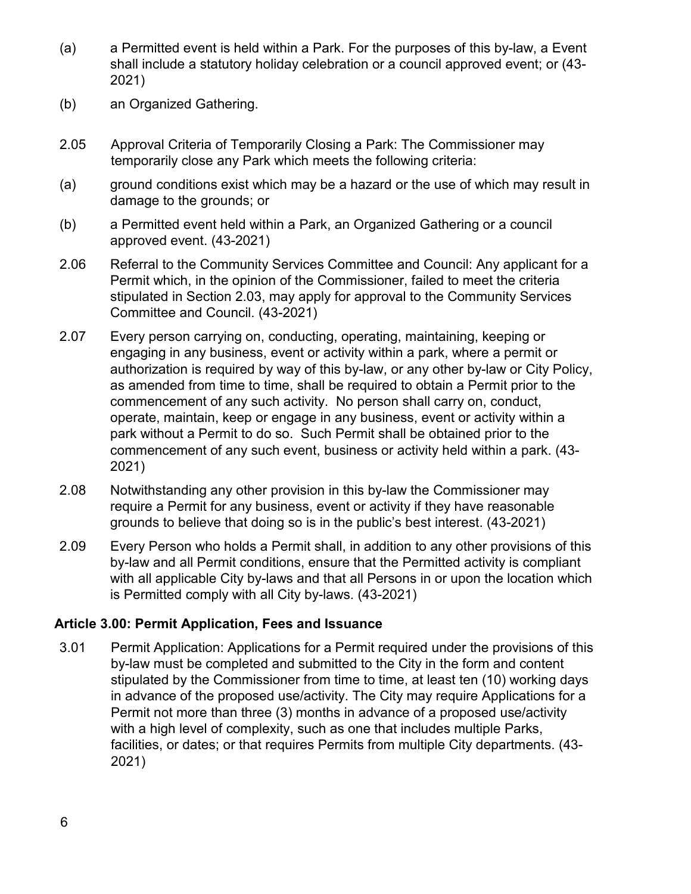(a) a Permitted event is held within a Park. For the purposes of this by-law, a Event shall include a statutory holiday celebration or a council approved event; or (43-2021)

(b) an Organized Gathering.

2.05 Approval Criteria of Temporarily Closing a Park: The Commissioner may temporarily close any Park which meets the following criteria:

(a) ground conditions exist which may be a hazard or the use of which may result in damage to the grounds; or

(b) a Permitted event held within a Park, an Organized Gathering or a council approved event. (43-2021)

2.06 Referral to the Community Services Committee and Council: Any applicant for a Permit which, in the opinion of the Commissioner, failed to meet the criteria stipulated in Section 2.03, may apply for approval to the Community Services Committee and Council. (43-2021)

2.07 Every person carrying on, conducting, operating, maintaining, keeping or engaging in any business, event or activity within a park, where a permit or authorization is required by way of this by-law, or any other by-law or City Policy, as amended from time to time, shall be required to obtain a Permit prior to the commencement of any such activity. No person shall carry on, conduct, operate, maintain, keep or engage in any business, event or activity within a park without a Permit to do so. Such Permit shall be obtained prior to the commencement of any such event, business or activity held within a park. (43-2021)

2.08 Notwithstanding any other provision in this by-law the Commissioner may require a Permit for any business, event or activity if they have reasonable grounds to believe that doing so is in the public's best interest. (43-2021)

2.09 Every Person who holds a Permit shall, in addition to any other provisions of this by-law and all Permit conditions, ensure that the Permitted activity is compliant with all applicable City by-laws and that all Persons in or upon the location which is Permitted comply with all City by-laws. (43-2021)

### Article 3.00: Permit Application, Fees and Issuance

3.01 Permit Application: Applications for a Permit required under the provisions of this by-law must be completed and submitted to the City in the form and content stipulated by the Commissioner from time to time, at least ten (10) working days in advance of the proposed use/activity. The City may require Applications for a Permit not more than three (3) months in advance of a proposed use/activity with a high level of complexity, such as one that includes multiple Parks, facilities, or dates; or that requires Permits from multiple City departments. (43-2021)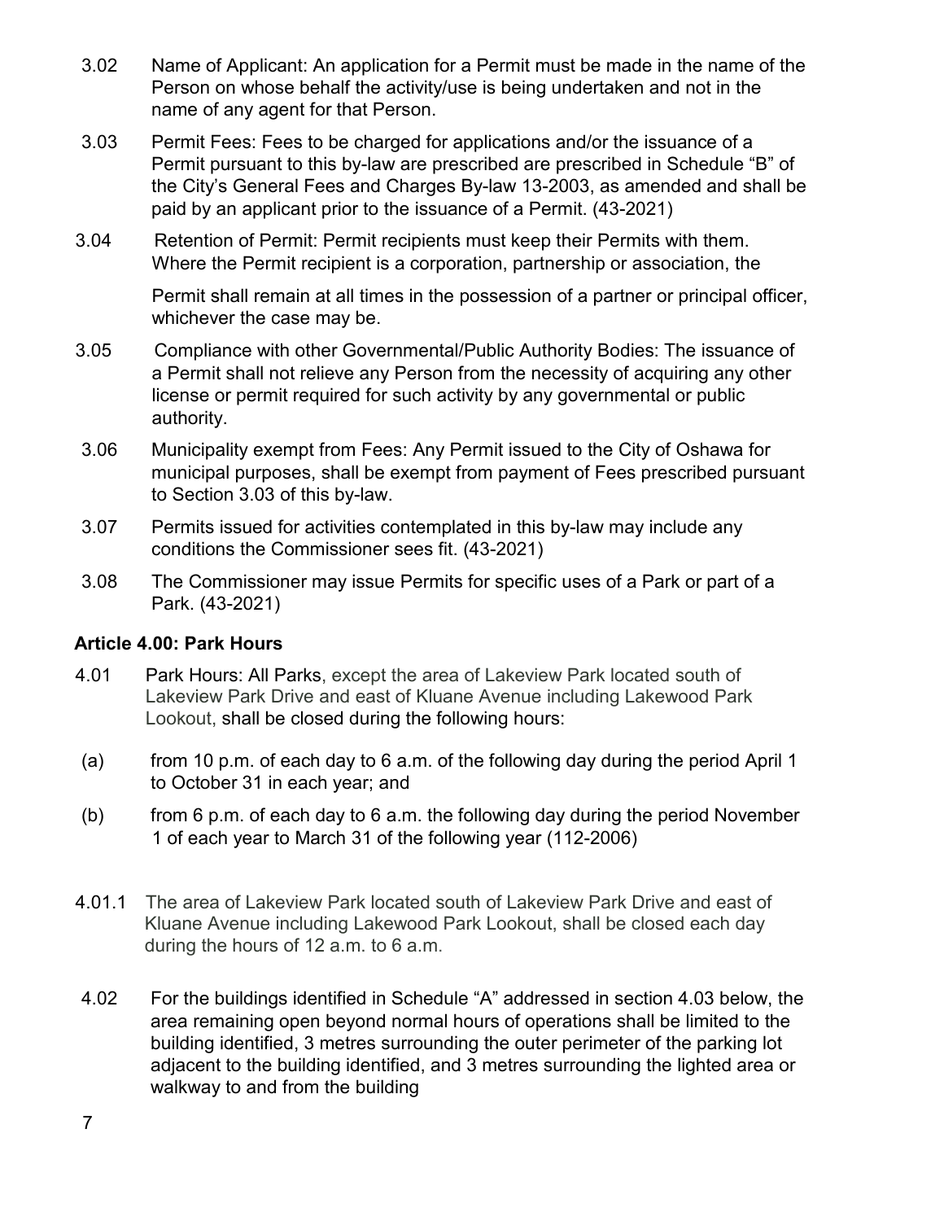3.02 Name of Applicant: An application for a Permit must be made in the name of the Person on whose behalf the activity/use is being undertaken and not in the name of any agent for that Person.

3.03 Permit Fees: Fees to be charged for applications and/or the issuance of a Permit pursuant to this by-law are prescribed are prescribed in Schedule “B” of the City’s General Fees and Charges By-law 13-2003, as amended and shall be paid by an applicant prior to the issuance of a Permit. (43-2021)

3.04 Retention of Permit: Permit recipients must keep their Permits with them. Where the Permit recipient is a corporation, partnership or association, the Permit shall remain at all times in the possession of a partner or principal officer, whichever the case may be.

3.05 Compliance with other Governmental/Public Authority Bodies: The issuance of a Permit shall not relieve any Person from the necessity of acquiring any other license or permit required for such activity by any governmental or public authority.

3.06 Municipality exempt from Fees: Any Permit issued to the City of Oshawa for municipal purposes, shall be exempt from payment of Fees prescribed pursuant to Section 3.03 of this by-law.

3.07 Permits issued for activities contemplated in this by-law may include any conditions the Commissioner sees fit. (43-2021)

3.08 The Commissioner may issue Permits for specific uses of a Park or part of a Park. (43-2021)

### Article 4.00: Park Hours

4.01 Park Hours: All Parks, except the area of Lakeview Park located south of Lakeview Park Drive and east of Kluane Avenue including Lakewood Park Lookout, shall be closed during the following hours:

(a) from 10 p.m. of each day to 6 a.m. of the following day during the period April 1 to October 31 in each year; and

(b) from 6 p.m. of each day to 6 a.m. the following day during the period November 1 of each year to March 31 of the following year (112-2006)

4.01.1 The area of Lakeview Park located south of Lakeview Park Drive and east of Kluane Avenue including Lakewood Park Lookout, shall be closed each day during the hours of 12 a.m. to 6 a.m.

4.02 For the buildings identified in Schedule “A” addressed in section 4.03 below, the area remaining open beyond normal hours of operations shall be limited to the building identified, 3 metres surrounding the outer perimeter of the parking lot adjacent to the building identified, and 3 metres surrounding the lighted area or walkway to and from the building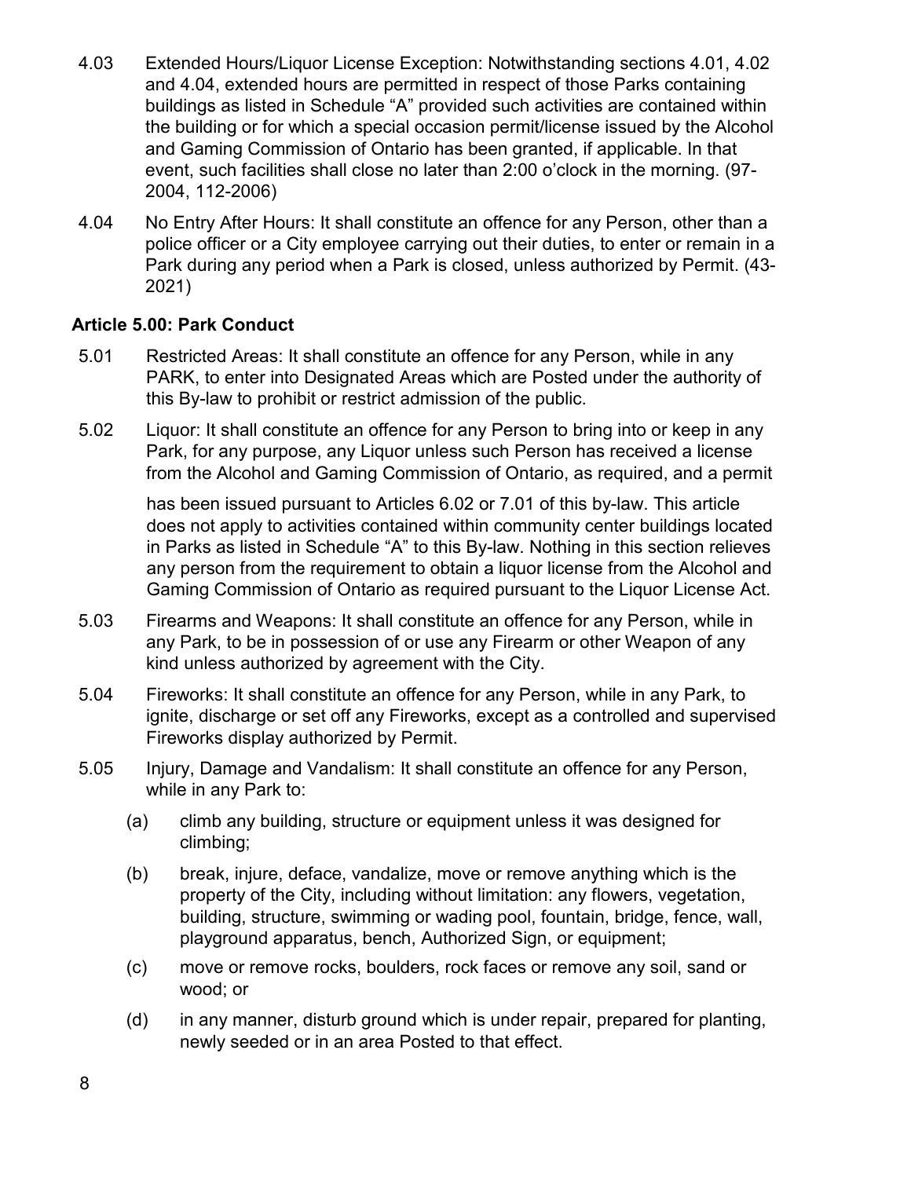4.03 Extended Hours/Liquor License Exception: Notwithstanding sections 4.01, 4.02 and 4.04, extended hours are permitted in respect of those Parks containing buildings as listed in Schedule "A" provided such activities are contained within the building or for which a special occasion permit/license issued by the Alcohol and Gaming Commission of Ontario has been granted, if applicable. In that event, such facilities shall close no later than 2:00 o'clock in the morning. (97-2004, 112-2006)

4.04 No Entry After Hours: It shall constitute an offence for any Person, other than a police officer or a City employee carrying out their duties, to enter or remain in a Park during any period when a Park is closed, unless authorized by Permit. (43-2021)

### Article 5.00: Park Conduct

5.01 Restricted Areas: It shall constitute an offence for any Person, while in any PARK, to enter into Designated Areas which are Posted under the authority of this By-law to prohibit or restrict admission of the public.

5.02 Liquor: It shall constitute an offence for any Person to bring into or keep in any Park, for any purpose, any Liquor unless such Person has received a license from the Alcohol and Gaming Commission of Ontario, as required, and a permit has been issued pursuant to Articles 6.02 or 7.01 of this by-law. This article does not apply to activities contained within community center buildings located in Parks as listed in Schedule "A" to this By-law. Nothing in this section relieves any person from the requirement to obtain a liquor license from the Alcohol and Gaming Commission of Ontario as required pursuant to the Liquor License Act.

5.03 Firearms and Weapons: It shall constitute an offence for any Person, while in any Park, to be in possession of or use any Firearm or other Weapon of any kind unless authorized by agreement with the City.

5.04 Fireworks: It shall constitute an offence for any Person, while in any Park, to ignite, discharge or set off any Fireworks, except as a controlled and supervised Fireworks display authorized by Permit.

5.05 Injury, Damage and Vandalism: It shall constitute an offence for any Person, while in any Park to:

(a) climb any building, structure or equipment unless it was designed for climbing;

(b) break, injure, deface, vandalize, move or remove anything which is the property of the City, including without limitation: any flowers, vegetation, building, structure, swimming or wading pool, fountain, bridge, fence, wall, playground apparatus, bench, Authorized Sign, or equipment;

(c) move or remove rocks, boulders, rock faces or remove any soil, sand or wood; or

(d) in any manner, disturb ground which is under repair, prepared for planting, newly seeded or in an area Posted to that effect.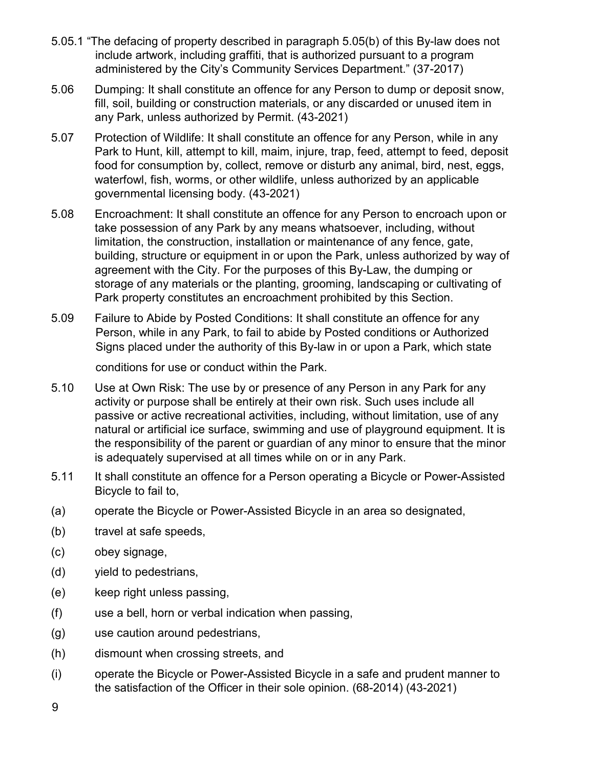5.05.1 "The defacing of property described in paragraph 5.05(b) of this By-law does not include artwork, including graffiti, that is authorized pursuant to a program administered by the City's Community Services Department." (37-2017)

5.06 Dumping: It shall constitute an offence for any Person to dump or deposit snow, fill, soil, building or construction materials, or any discarded or unused item in any Park, unless authorized by Permit. (43-2021)

5.07 Protection of Wildlife: It shall constitute an offence for any Person, while in any Park to Hunt, kill, attempt to kill, maim, injure, trap, feed, attempt to feed, deposit food for consumption by, collect, remove or disturb any animal, bird, nest, eggs, waterfowl, fish, worms, or other wildlife, unless authorized by an applicable governmental licensing body. (43-2021)

5.08 Encroachment: It shall constitute an offence for any Person to encroach upon or take possession of any Park by any means whatsoever, including, without limitation, the construction, installation or maintenance of any fence, gate, building, structure or equipment in or upon the Park, unless authorized by way of agreement with the City. For the purposes of this By-Law, the dumping or storage of any materials or the planting, grooming, landscaping or cultivating of Park property constitutes an encroachment prohibited by this Section.

5.09 Failure to Abide by Posted Conditions: It shall constitute an offence for any Person, while in any Park, to fail to abide by Posted conditions or Authorized Signs placed under the authority of this By-law in or upon a Park, which state conditions for use or conduct within the Park.

5.10 Use at Own Risk: The use by or presence of any Person in any Park for any activity or purpose shall be entirely at their own risk. Such uses include all passive or active recreational activities, including, without limitation, use of any natural or artificial ice surface, swimming and use of playground equipment. It is the responsibility of the parent or guardian of any minor to ensure that the minor is adequately supervised at all times while on or in any Park.

5.11 It shall constitute an offence for a Person operating a Bicycle or Power-Assisted Bicycle to fail to,

(a) operate the Bicycle or Power-Assisted Bicycle in an area so designated,

(b) travel at safe speeds,

(c) obey signage,

(d) yield to pedestrians,

(e) keep right unless passing,

(f) use a bell, horn or verbal indication when passing,

(g) use caution around pedestrians,

(h) dismount when crossing streets, and

(i) operate the Bicycle or Power-Assisted Bicycle in a safe and prudent manner to the satisfaction of the Officer in their sole opinion. (68-2014) (43-2021)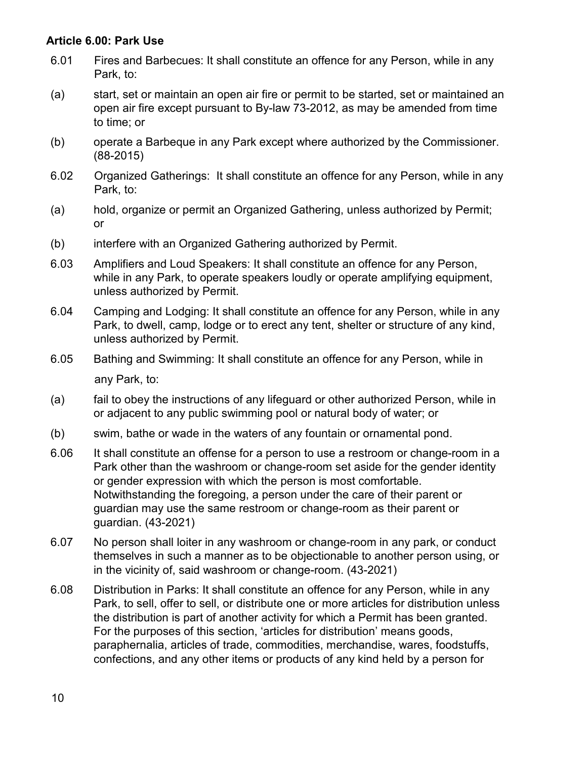**Article 6.00: Park Use**

6.01 Fires and Barbecues: It shall constitute an offence for any Person, while in any Park, to:

(a) start, set or maintain an open air fire or permit to be started, set or maintained an open air fire except pursuant to By-law 73-2012, as may be amended from time to time; or

(b) operate a Barbeque in any Park except where authorized by the Commissioner. (88-2015)

6.02 Organized Gatherings: It shall constitute an offence for any Person, while in any Park, to:

(a) hold, organize or permit an Organized Gathering, unless authorized by Permit; or

(b) interfere with an Organized Gathering authorized by Permit.

6.03 Amplifiers and Loud Speakers: It shall constitute an offence for any Person, while in any Park, to operate speakers loudly or operate amplifying equipment, unless authorized by Permit.

6.04 Camping and Lodging: It shall constitute an offence for any Person, while in any Park, to dwell, camp, lodge or to erect any tent, shelter or structure of any kind, unless authorized by Permit.

6.05 Bathing and Swimming: It shall constitute an offence for any Person, while in any Park, to:

(a) fail to obey the instructions of any lifeguard or other authorized Person, while in or adjacent to any public swimming pool or natural body of water; or

(b) swim, bathe or wade in the waters of any fountain or ornamental pond.

6.06 It shall constitute an offense for a person to use a restroom or change-room in a Park other than the washroom or change-room set aside for the gender identity or gender expression with which the person is most comfortable. Notwithstanding the foregoing, a person under the care of their parent or guardian may use the same restroom or change-room as their parent or guardian. (43-2021)

6.07 No person shall loiter in any washroom or change-room in any park, or conduct themselves in such a manner as to be objectionable to another person using, or in the vicinity of, said washroom or change-room. (43-2021)

6.08 Distribution in Parks: It shall constitute an offence for any Person, while in any Park, to sell, offer to sell, or distribute one or more articles for distribution unless the distribution is part of another activity for which a Permit has been granted. For the purposes of this section, 'articles for distribution' means goods, paraphernalia, articles of trade, commodities, merchandise, wares, foodstuffs, confections, and any other items or products of any kind held by a person for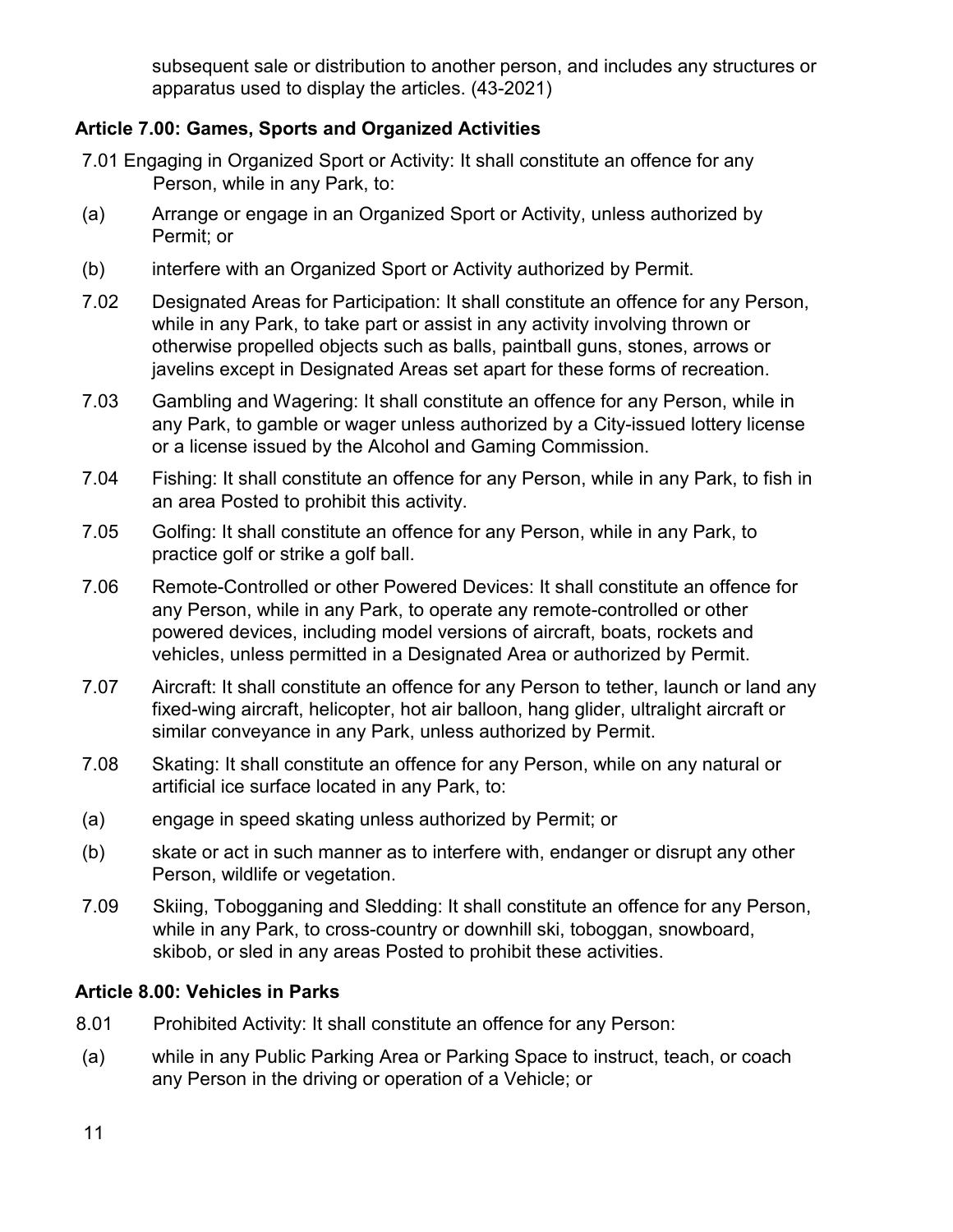subsequent sale or distribution to another person, and includes any structures or apparatus used to display the articles. (43-2021)

**Article 7.00: Games, Sports and Organized Activities**

7.01 Engaging in Organized Sport or Activity: It shall constitute an offence for any Person, while in any Park, to:

(a) Arrange or engage in an Organized Sport or Activity, unless authorized by Permit; or

(b) interfere with an Organized Sport or Activity authorized by Permit.

7.02 Designated Areas for Participation: It shall constitute an offence for any Person, while in any Park, to take part or assist in any activity involving thrown or otherwise propelled objects such as balls, paintball guns, stones, arrows or javelins except in Designated Areas set apart for these forms of recreation.

7.03 Gambling and Wagering: It shall constitute an offence for any Person, while in any Park, to gamble or wager unless authorized by a City-issued lottery license or a license issued by the Alcohol and Gaming Commission.

7.04 Fishing: It shall constitute an offence for any Person, while in any Park, to fish in an area Posted to prohibit this activity.

7.05 Golfing: It shall constitute an offence for any Person, while in any Park, to practice golf or strike a golf ball.

7.06 Remote-Controlled or other Powered Devices: It shall constitute an offence for any Person, while in any Park, to operate any remote-controlled or other powered devices, including model versions of aircraft, boats, rockets and vehicles, unless permitted in a Designated Area or authorized by Permit.

7.07 Aircraft: It shall constitute an offence for any Person to tether, launch or land any fixed-wing aircraft, helicopter, hot air balloon, hang glider, ultralight aircraft or similar conveyance in any Park, unless authorized by Permit.

7.08 Skating: It shall constitute an offence for any Person, while on any natural or artificial ice surface located in any Park, to:

(a) engage in speed skating unless authorized by Permit; or

(b) skate or act in such manner as to interfere with, endanger or disrupt any other Person, wildlife or vegetation.

7.09 Skiing, Tobogganing and Sledding: It shall constitute an offence for any Person, while in any Park, to cross-country or downhill ski, toboggan, snowboard, skibob, or sled in any areas Posted to prohibit these activities.

**Article 8.00: Vehicles in Parks**

8.01 Prohibited Activity: It shall constitute an offence for any Person:

(a) while in any Public Parking Area or Parking Space to instruct, teach, or coach any Person in the driving or operation of a Vehicle; or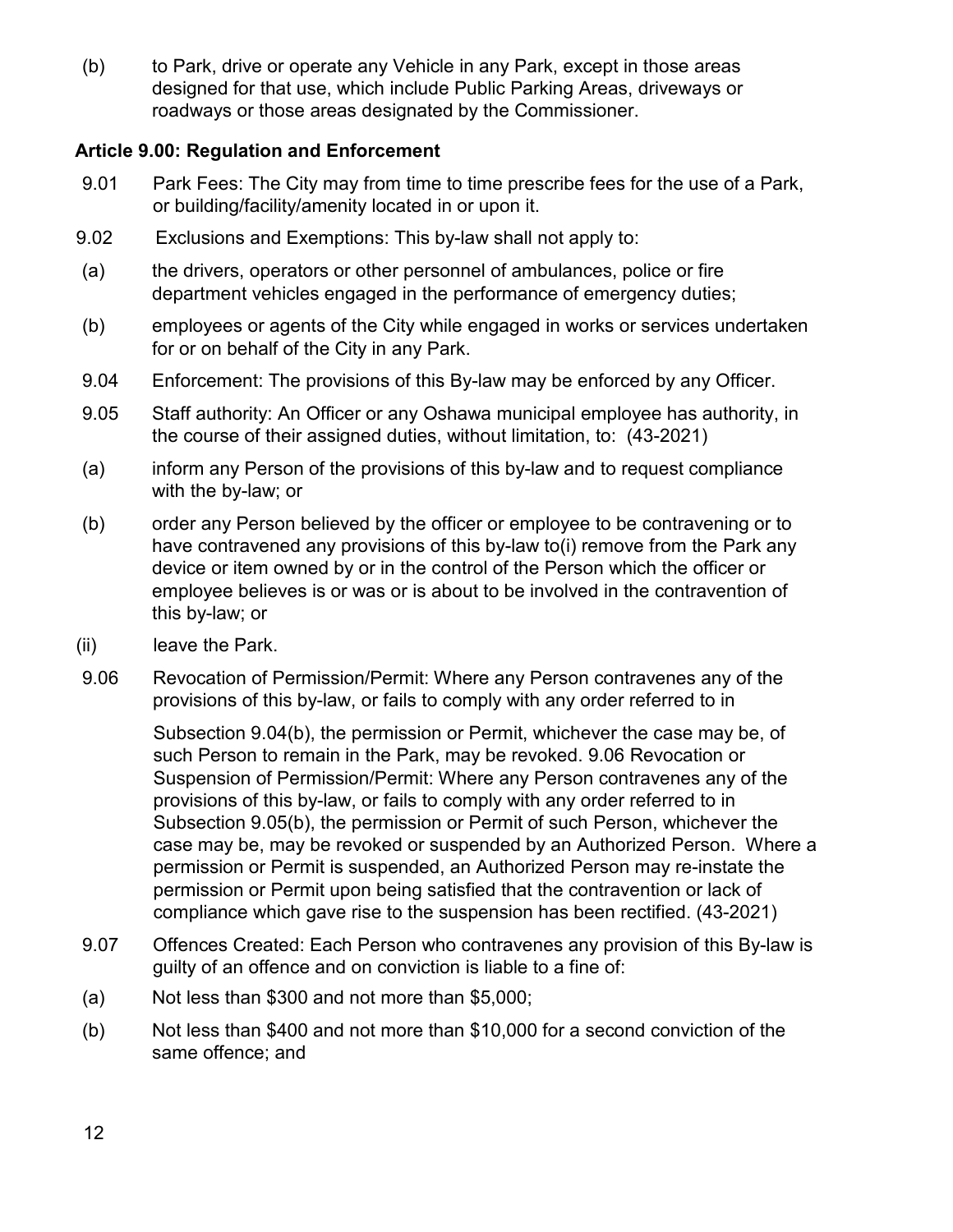(b) to Park, drive or operate any Vehicle in any Park, except in those areas designed for that use, which include Public Parking Areas, driveways or roadways or those areas designated by the Commissioner.

### Article 9.00: Regulation and Enforcement

9.01 Park Fees: The City may from time to time prescribe fees for the use of a Park, or building/facility/amenity located in or upon it.

9.02 Exclusions and Exemptions: This by-law shall not apply to:

(a) the drivers, operators or other personnel of ambulances, police or fire department vehicles engaged in the performance of emergency duties;

(b) employees or agents of the City while engaged in works or services undertaken for or on behalf of the City in any Park.

9.04 Enforcement: The provisions of this By-law may be enforced by any Officer.

9.05 Staff authority: An Officer or any Oshawa municipal employee has authority, in the course of their assigned duties, without limitation, to: (43-2021)

(a) inform any Person of the provisions of this by-law and to request compliance with the by-law; or

(b) order any Person believed by the officer or employee to be contravening or to have contravened any provisions of this by-law to(i) remove from the Park any device or item owned by or in the control of the Person which the officer or employee believes is or was or is about to be involved in the contravention of this by-law; or

(ii) leave the Park.

9.06 Revocation of Permission/Permit: Where any Person contravenes any of the provisions of this by-law, or fails to comply with any order referred to in

Subsection 9.04(b), the permission or Permit, whichever the case may be, of such Person to remain in the Park, may be revoked. 9.06 Revocation or Suspension of Permission/Permit: Where any Person contravenes any of the provisions of this by-law, or fails to comply with any order referred to in Subsection 9.05(b), the permission or Permit of such Person, whichever the case may be, may be revoked or suspended by an Authorized Person. Where a permission or Permit is suspended, an Authorized Person may re-instate the permission or Permit upon being satisfied that the contravention or lack of compliance which gave rise to the suspension has been rectified. (43-2021)

9.07 Offences Created: Each Person who contravenes any provision of this By-law is guilty of an offence and on conviction is liable to a fine of:

(a) Not less than $300 and not more than $5,000;

(b) Not less than $400 and not more than $10,000 for a second conviction of the same offence; and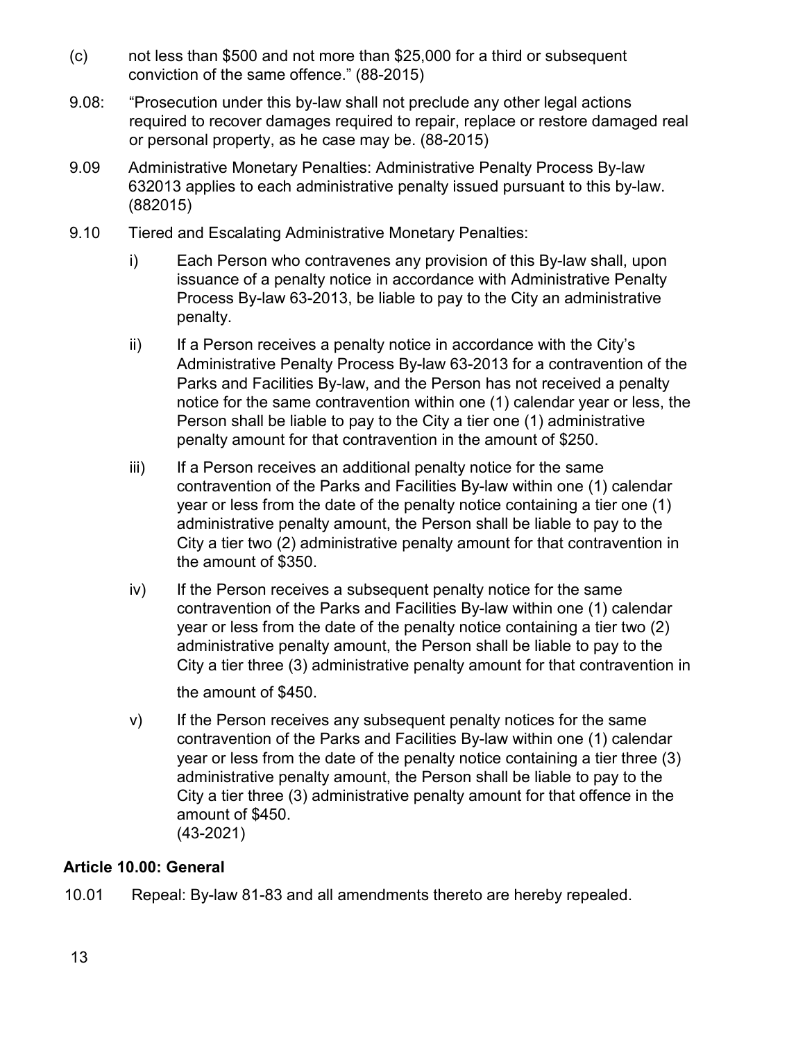(c) not less than $500 and not more than $25,000 for a third or subsequent conviction of the same offence." (88-2015)

9.08: "Prosecution under this by-law shall not preclude any other legal actions required to recover damages required to repair, replace or restore damaged real or personal property, as he case may be. (88-2015)

9.09 Administrative Monetary Penalties: Administrative Penalty Process By-law 632013 applies to each administrative penalty issued pursuant to this by-law. (882015)

9.10 Tiered and Escalating Administrative Monetary Penalties:

i) Each Person who contravenes any provision of this By-law shall, upon issuance of a penalty notice in accordance with Administrative Penalty Process By-law 63-2013, be liable to pay to the City an administrative penalty.

ii) If a Person receives a penalty notice in accordance with the City's Administrative Penalty Process By-law 63-2013 for a contravention of the Parks and Facilities By-law, and the Person has not received a penalty notice for the same contravention within one (1) calendar year or less, the Person shall be liable to pay to the City a tier one (1) administrative penalty amount for that contravention in the amount of $250.

iii) If a Person receives an additional penalty notice for the same contravention of the Parks and Facilities By-law within one (1) calendar year or less from the date of the penalty notice containing a tier one (1) administrative penalty amount, the Person shall be liable to pay to the City a tier two (2) administrative penalty amount for that contravention in the amount of $350.

iv) If the Person receives a subsequent penalty notice for the same contravention of the Parks and Facilities By-law within one (1) calendar year or less from the date of the penalty notice containing a tier two (2) administrative penalty amount, the Person shall be liable to pay to the City a tier three (3) administrative penalty amount for that contravention in the amount of $450.

v) If the Person receives any subsequent penalty notices for the same contravention of the Parks and Facilities By-law within one (1) calendar year or less from the date of the penalty notice containing a tier three (3) administrative penalty amount, the Person shall be liable to pay to the City a tier three (3) administrative penalty amount for that offence in the amount of $450.
(43-2021)

**Article 10.00: General**

10.01 Repeal: By-law 81-83 and all amendments thereto are hereby repealed.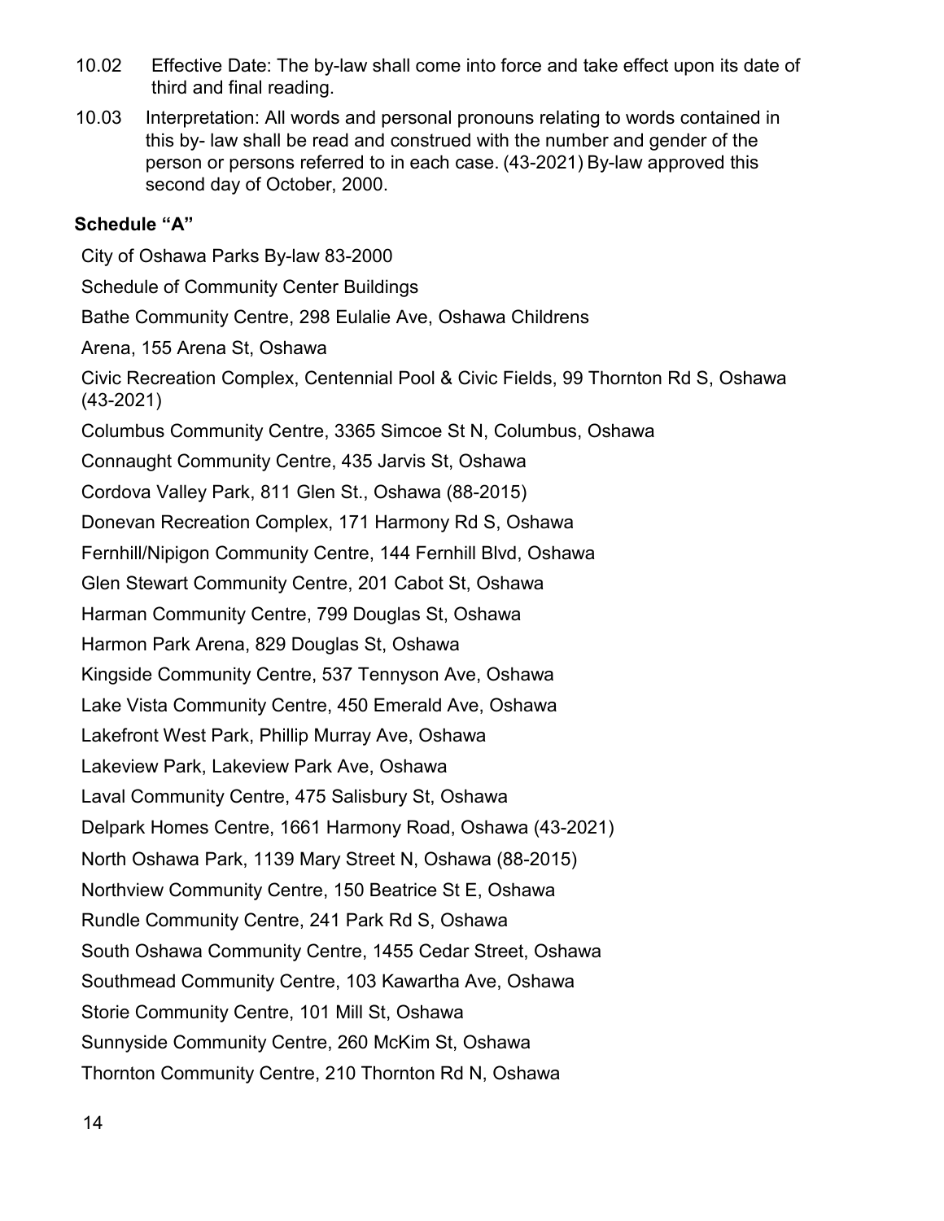10.02 Effective Date: The by-law shall come into force and take effect upon its date of third and final reading.

10.03 Interpretation: All words and personal pronouns relating to words contained in this by- law shall be read and construed with the number and gender of the person or persons referred to in each case. (43-2021) By-law approved this second day of October, 2000.

## Schedule "A"

City of Oshawa Parks By-law 83-2000

Schedule of Community Center Buildings

Bathe Community Centre, 298 Eulalie Ave, Oshawa Childrens

Arena, 155 Arena St, Oshawa

Civic Recreation Complex, Centennial Pool & Civic Fields, 99 Thornton Rd S, Oshawa (43-2021)

Columbus Community Centre, 3365 Simcoe St N, Columbus, Oshawa

Connaught Community Centre, 435 Jarvis St, Oshawa

Cordova Valley Park, 811 Glen St., Oshawa (88-2015)

Donevan Recreation Complex, 171 Harmony Rd S, Oshawa

Fernhill/Nipigon Community Centre, 144 Fernhill Blvd, Oshawa

Glen Stewart Community Centre, 201 Cabot St, Oshawa

Harman Community Centre, 799 Douglas St, Oshawa

Harmon Park Arena, 829 Douglas St, Oshawa

Kingside Community Centre, 537 Tennyson Ave, Oshawa

Lake Vista Community Centre, 450 Emerald Ave, Oshawa

Lakefront West Park, Phillip Murray Ave, Oshawa

Lakeview Park, Lakeview Park Ave, Oshawa

Laval Community Centre, 475 Salisbury St, Oshawa

Delpark Homes Centre, 1661 Harmony Road, Oshawa (43-2021)

North Oshawa Park, 1139 Mary Street N, Oshawa (88-2015)

Northview Community Centre, 150 Beatrice St E, Oshawa

Rundle Community Centre, 241 Park Rd S, Oshawa

South Oshawa Community Centre, 1455 Cedar Street, Oshawa

Southmead Community Centre, 103 Kawartha Ave, Oshawa

Storie Community Centre, 101 Mill St, Oshawa

Sunnyside Community Centre, 260 McKim St, Oshawa

Thornton Community Centre, 210 Thornton Rd N, Oshawa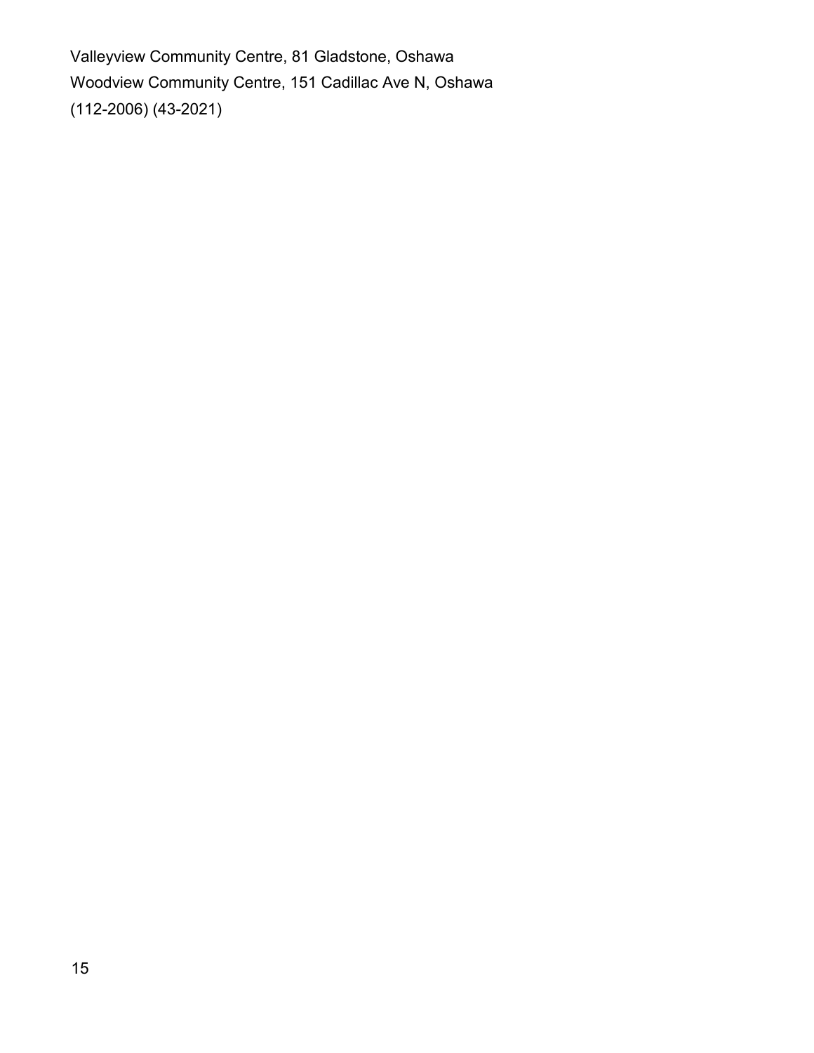Valleyview Community Centre, 81 Gladstone, Oshawa
Woodview Community Centre, 151 Cadillac Ave N, Oshawa
(112-2006) (43-2021)